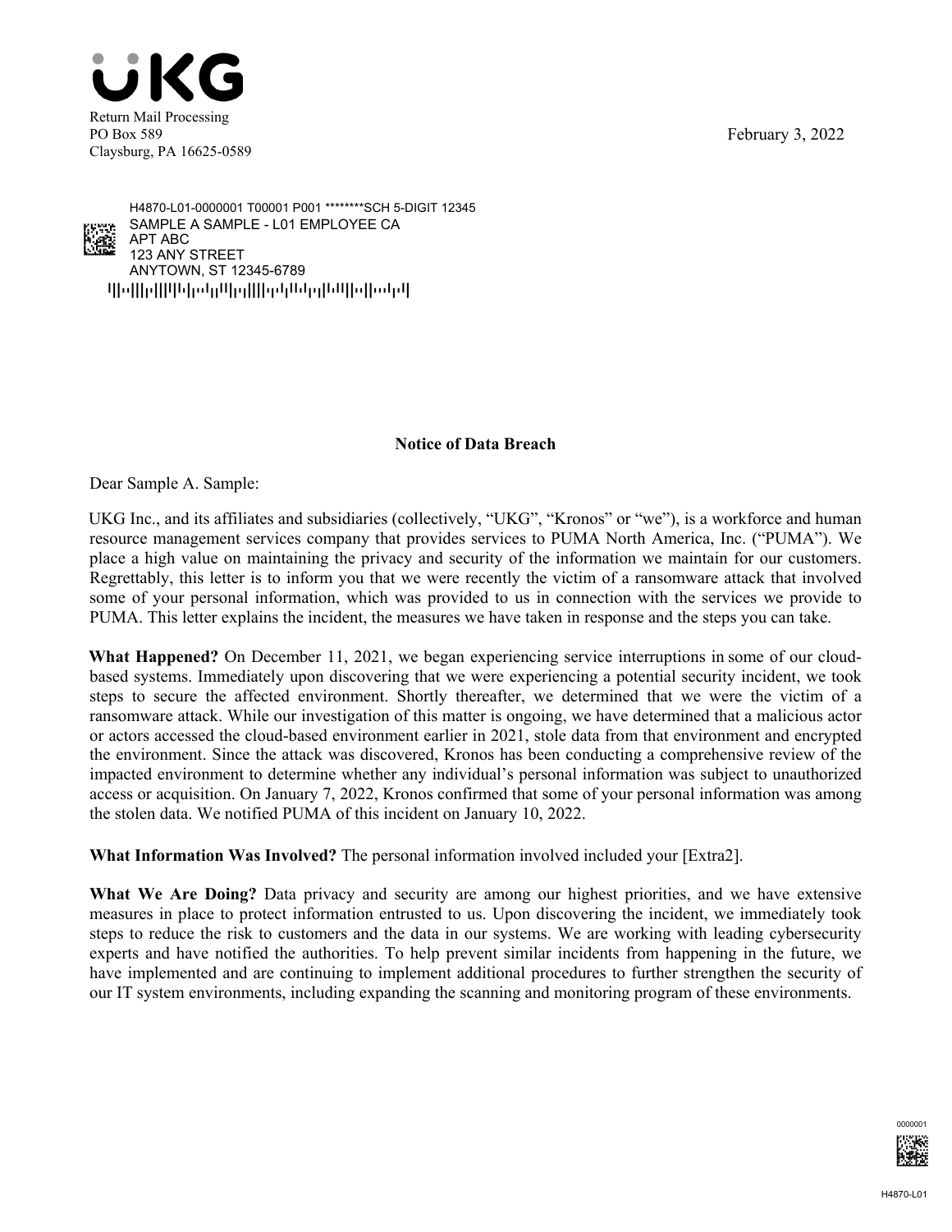UKG

Return Mail Processing
PO Box 589
Claysburg, PA 16625-0589

February 3, 2022

H4870-L01-0000001 T00001 P001 ********SCH 5-DIGIT 12345
SAMPLE A SAMPLE - L01 EMPLOYEE CA
APT ABC
123 ANY STREET
ANYTOWN, ST 12345-6789

**Notice of Data Breach**

Dear Sample A. Sample:

UKG Inc., and its affiliates and subsidiaries (collectively, "UKG", "Kronos" or "we"), is a workforce and human resource management services company that provides services to PUMA North America, Inc. ("PUMA"). We place a high value on maintaining the privacy and security of the information we maintain for our customers. Regrettably, this letter is to inform you that we were recently the victim of a ransomware attack that involved some of your personal information, which was provided to us in connection with the services we provide to PUMA. This letter explains the incident, the measures we have taken in response and the steps you can take.

**What Happened?** On December 11, 2021, we began experiencing service interruptions in some of our cloud-based systems. Immediately upon discovering that we were experiencing a potential security incident, we took steps to secure the affected environment. Shortly thereafter, we determined that we were the victim of a ransomware attack. While our investigation of this matter is ongoing, we have determined that a malicious actor or actors accessed the cloud-based environment earlier in 2021, stole data from that environment and encrypted the environment. Since the attack was discovered, Kronos has been conducting a comprehensive review of the impacted environment to determine whether any individual's personal information was subject to unauthorized access or acquisition. On January 7, 2022, Kronos confirmed that some of your personal information was among the stolen data. We notified PUMA of this incident on January 10, 2022.

**What Information Was Involved?** The personal information involved included your [Extra2].

**What We Are Doing?** Data privacy and security are among our highest priorities, and we have extensive measures in place to protect information entrusted to us. Upon discovering the incident, we immediately took steps to reduce the risk to customers and the data in our systems. We are working with leading cybersecurity experts and have notified the authorities. To help prevent similar incidents from happening in the future, we have implemented and are continuing to implement additional procedures to further strengthen the security of our IT system environments, including expanding the scanning and monitoring program of these environments.

0000001

H4870-L01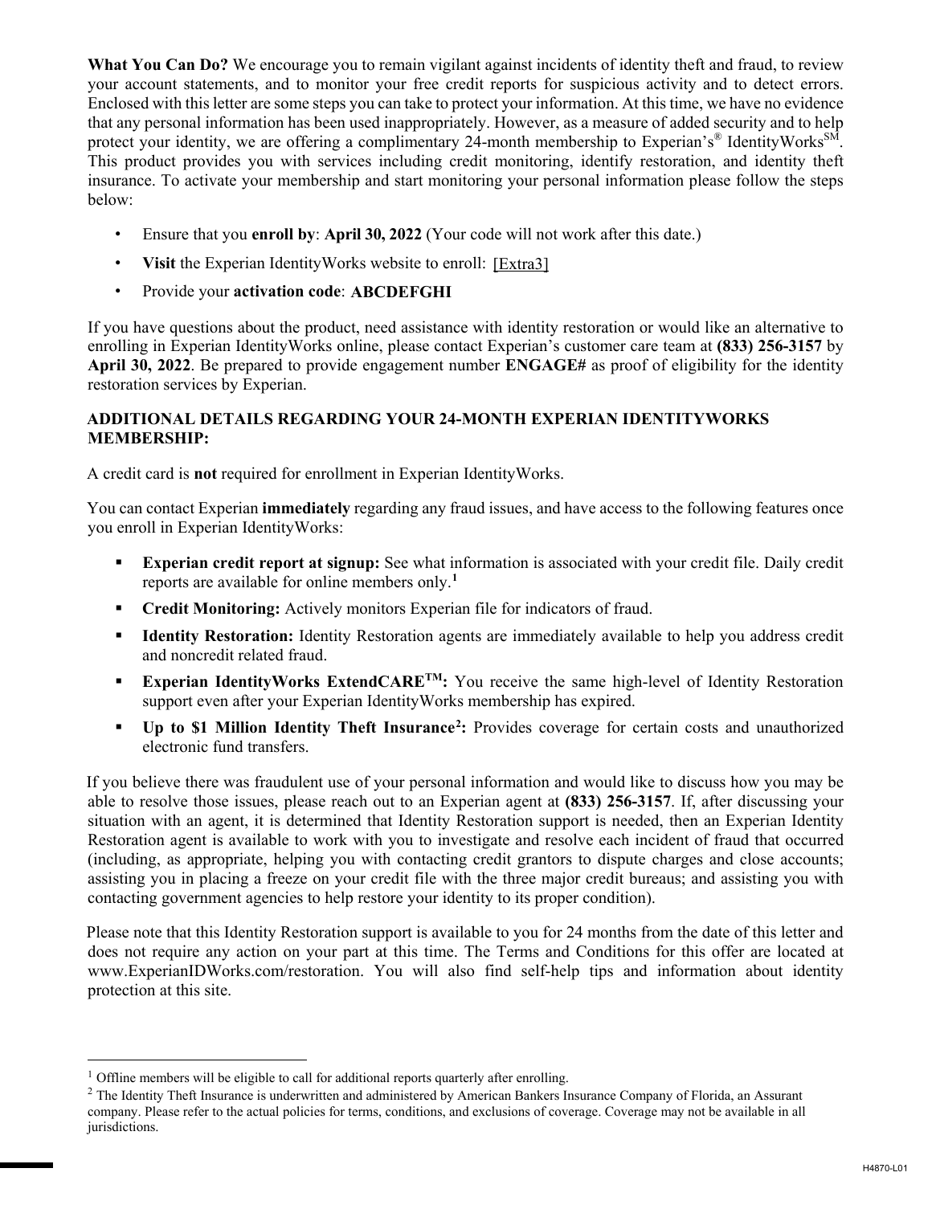**What You Can Do?** We encourage you to remain vigilant against incidents of identity theft and fraud, to review your account statements, and to monitor your free credit reports for suspicious activity and to detect errors. Enclosed with this letter are some steps you can take to protect your information. At this time, we have no evidence that any personal information has been used inappropriately. However, as a measure of added security and to help protect your identity, we are offering a complimentary 24-month membership to Experian's® IdentityWorks℠. This product provides you with services including credit monitoring, identify restoration, and identity theft insurance. To activate your membership and start monitoring your personal information please follow the steps below:

- Ensure that you **enroll by**: **April 30, 2022** (Your code will not work after this date.)
- **Visit** the Experian IdentityWorks website to enroll: [Extra3]
- Provide your **activation code**: **ABCDEFGHI**

If you have questions about the product, need assistance with identity restoration or would like an alternative to enrolling in Experian IdentityWorks online, please contact Experian's customer care team at **(833) 256-3157** by **April 30, 2022**. Be prepared to provide engagement number **ENGAGE#** as proof of eligibility for the identity restoration services by Experian.

**ADDITIONAL DETAILS REGARDING YOUR 24-MONTH EXPERIAN IDENTITYWORKS MEMBERSHIP:**

A credit card is **not** required for enrollment in Experian IdentityWorks.

You can contact Experian **immediately** regarding any fraud issues, and have access to the following features once you enroll in Experian IdentityWorks:

- **Experian credit report at signup:** See what information is associated with your credit file. Daily credit reports are available for online members only.[1]
- **Credit Monitoring:** Actively monitors Experian file for indicators of fraud.
- **Identity Restoration:** Identity Restoration agents are immediately available to help you address credit and noncredit related fraud.
- **Experian IdentityWorks ExtendCARE™:** You receive the same high-level of Identity Restoration support even after your Experian IdentityWorks membership has expired.
- **Up to $1 Million Identity Theft Insurance[2]:** Provides coverage for certain costs and unauthorized electronic fund transfers.

If you believe there was fraudulent use of your personal information and would like to discuss how you may be able to resolve those issues, please reach out to an Experian agent at **(833) 256-3157**. If, after discussing your situation with an agent, it is determined that Identity Restoration support is needed, then an Experian Identity Restoration agent is available to work with you to investigate and resolve each incident of fraud that occurred (including, as appropriate, helping you with contacting credit grantors to dispute charges and close accounts; assisting you in placing a freeze on your credit file with the three major credit bureaus; and assisting you with contacting government agencies to help restore your identity to its proper condition).

Please note that this Identity Restoration support is available to you for 24 months from the date of this letter and does not require any action on your part at this time. The Terms and Conditions for this offer are located at www.ExperianIDWorks.com/restoration. You will also find self-help tips and information about identity protection at this site.

---

[1] Offline members will be eligible to call for additional reports quarterly after enrolling.

[2] The Identity Theft Insurance is underwritten and administered by American Bankers Insurance Company of Florida, an Assurant company. Please refer to the actual policies for terms, conditions, and exclusions of coverage. Coverage may not be available in all jurisdictions.

H4870-L01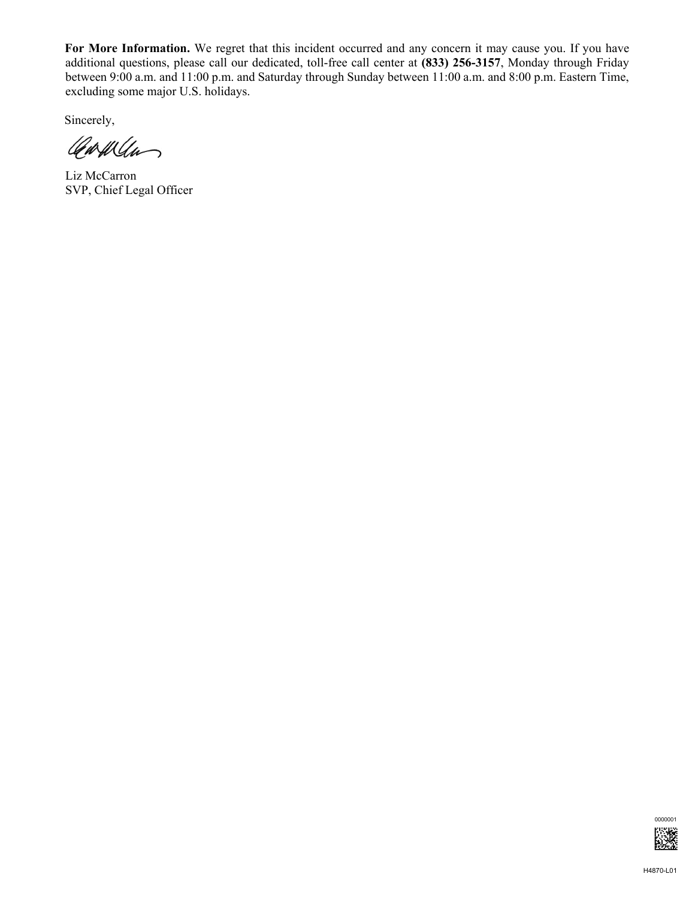**For More Information.** We regret that this incident occurred and any concern it may cause you. If you have additional questions, please call our dedicated, toll-free call center at **(833) 256-3157**, Monday through Friday between 9:00 a.m. and 11:00 p.m. and Saturday through Sunday between 11:00 a.m. and 8:00 p.m. Eastern Time, excluding some major U.S. holidays.

Sincerely,

Liz McCarron
SVP, Chief Legal Officer

0000001

H4870-L01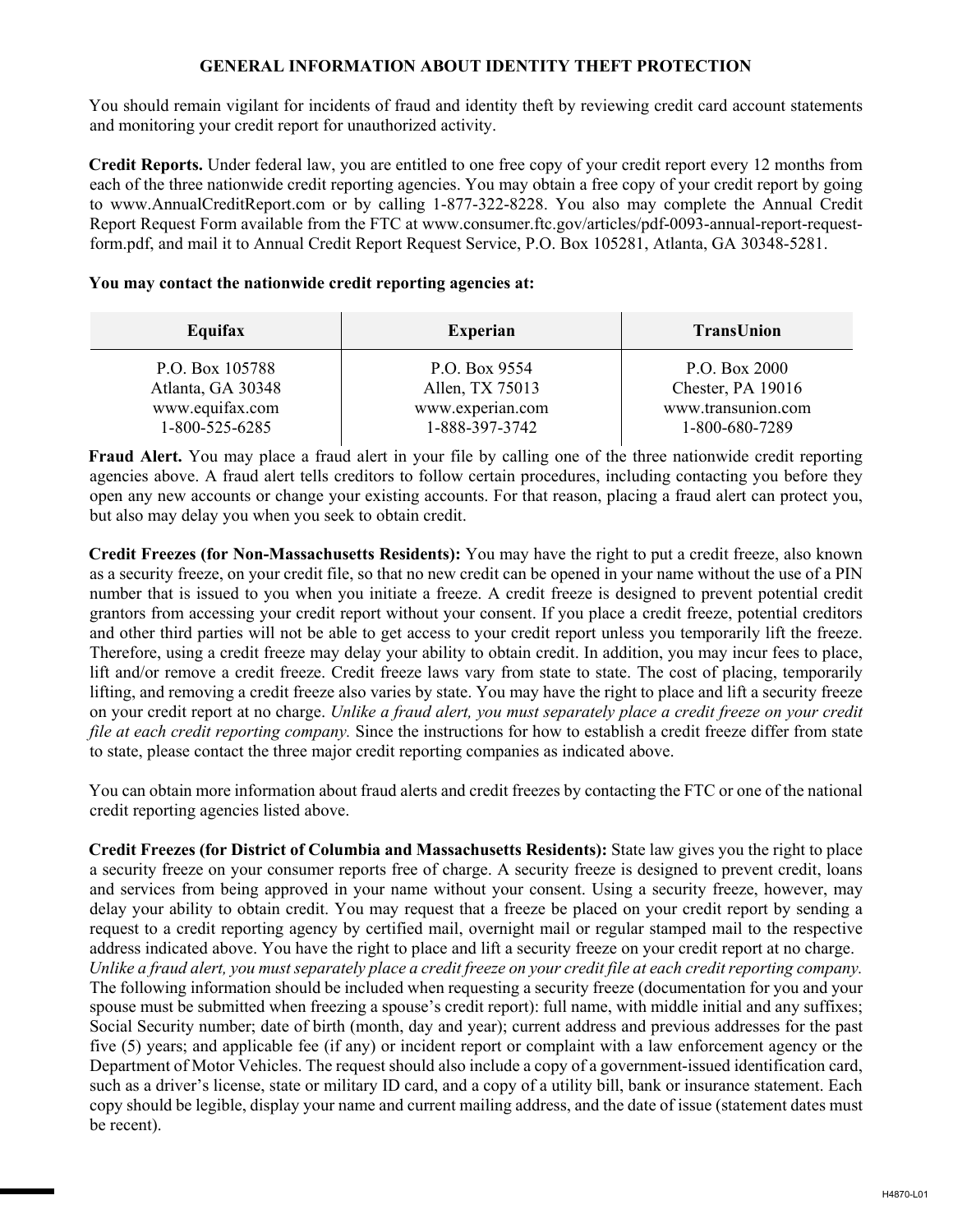## GENERAL INFORMATION ABOUT IDENTITY THEFT PROTECTION

You should remain vigilant for incidents of fraud and identity theft by reviewing credit card account statements and monitoring your credit report for unauthorized activity.

**Credit Reports.** Under federal law, you are entitled to one free copy of your credit report every 12 months from each of the three nationwide credit reporting agencies. You may obtain a free copy of your credit report by going to www.AnnualCreditReport.com or by calling 1-877-322-8228. You also may complete the Annual Credit Report Request Form available from the FTC at www.consumer.ftc.gov/articles/pdf-0093-annual-report-request-form.pdf, and mail it to Annual Credit Report Request Service, P.O. Box 105281, Atlanta, GA 30348-5281.

**You may contact the nationwide credit reporting agencies at:**

| Equifax | Experian | TransUnion |
|---|---|---|
| P.O. Box 105788<br>Atlanta, GA 30348<br>www.equifax.com<br>1-800-525-6285 | P.O. Box 9554<br>Allen, TX 75013<br>www.experian.com<br>1-888-397-3742 | P.O. Box 2000<br>Chester, PA 19016<br>www.transunion.com<br>1-800-680-7289 |

**Fraud Alert.** You may place a fraud alert in your file by calling one of the three nationwide credit reporting agencies above. A fraud alert tells creditors to follow certain procedures, including contacting you before they open any new accounts or change your existing accounts. For that reason, placing a fraud alert can protect you, but also may delay you when you seek to obtain credit.

**Credit Freezes (for Non-Massachusetts Residents):** You may have the right to put a credit freeze, also known as a security freeze, on your credit file, so that no new credit can be opened in your name without the use of a PIN number that is issued to you when you initiate a freeze. A credit freeze is designed to prevent potential credit grantors from accessing your credit report without your consent. If you place a credit freeze, potential creditors and other third parties will not be able to get access to your credit report unless you temporarily lift the freeze. Therefore, using a credit freeze may delay your ability to obtain credit. In addition, you may incur fees to place, lift and/or remove a credit freeze. Credit freeze laws vary from state to state. The cost of placing, temporarily lifting, and removing a credit freeze also varies by state. You may have the right to place and lift a security freeze on your credit report at no charge. *Unlike a fraud alert, you must separately place a credit freeze on your credit file at each credit reporting company.* Since the instructions for how to establish a credit freeze differ from state to state, please contact the three major credit reporting companies as indicated above.

You can obtain more information about fraud alerts and credit freezes by contacting the FTC or one of the national credit reporting agencies listed above.

**Credit Freezes (for District of Columbia and Massachusetts Residents):** State law gives you the right to place a security freeze on your consumer reports free of charge. A security freeze is designed to prevent credit, loans and services from being approved in your name without your consent. Using a security freeze, however, may delay your ability to obtain credit. You may request that a freeze be placed on your credit report by sending a request to a credit reporting agency by certified mail, overnight mail or regular stamped mail to the respective address indicated above. You have the right to place and lift a security freeze on your credit report at no charge. *Unlike a fraud alert, you must separately place a credit freeze on your credit file at each credit reporting company.* The following information should be included when requesting a security freeze (documentation for you and your spouse must be submitted when freezing a spouse's credit report): full name, with middle initial and any suffixes; Social Security number; date of birth (month, day and year); current address and previous addresses for the past five (5) years; and applicable fee (if any) or incident report or complaint with a law enforcement agency or the Department of Motor Vehicles. The request should also include a copy of a government-issued identification card, such as a driver's license, state or military ID card, and a copy of a utility bill, bank or insurance statement. Each copy should be legible, display your name and current mailing address, and the date of issue (statement dates must be recent).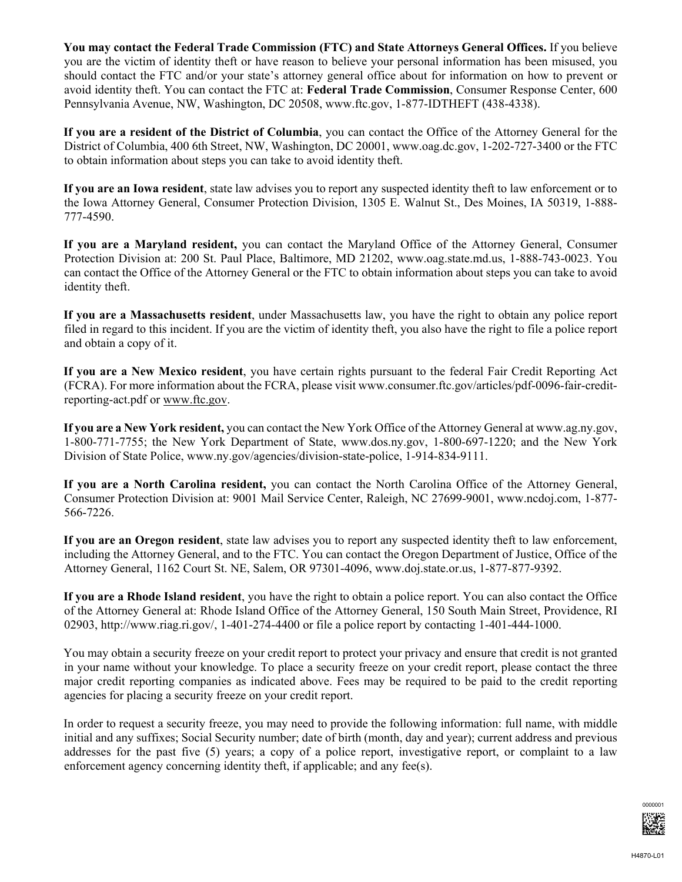**You may contact the Federal Trade Commission (FTC) and State Attorneys General Offices.** If you believe you are the victim of identity theft or have reason to believe your personal information has been misused, you should contact the FTC and/or your state's attorney general office about for information on how to prevent or avoid identity theft. You can contact the FTC at: **Federal Trade Commission**, Consumer Response Center, 600 Pennsylvania Avenue, NW, Washington, DC 20508, www.ftc.gov, 1-877-IDTHEFT (438-4338).

**If you are a resident of the District of Columbia**, you can contact the Office of the Attorney General for the District of Columbia, 400 6th Street, NW, Washington, DC 20001, www.oag.dc.gov, 1-202-727-3400 or the FTC to obtain information about steps you can take to avoid identity theft.

**If you are an Iowa resident**, state law advises you to report any suspected identity theft to law enforcement or to the Iowa Attorney General, Consumer Protection Division, 1305 E. Walnut St., Des Moines, IA 50319, 1-888-777-4590.

**If you are a Maryland resident,** you can contact the Maryland Office of the Attorney General, Consumer Protection Division at: 200 St. Paul Place, Baltimore, MD 21202, www.oag.state.md.us, 1-888-743-0023. You can contact the Office of the Attorney General or the FTC to obtain information about steps you can take to avoid identity theft.

**If you are a Massachusetts resident**, under Massachusetts law, you have the right to obtain any police report filed in regard to this incident. If you are the victim of identity theft, you also have the right to file a police report and obtain a copy of it.

**If you are a New Mexico resident**, you have certain rights pursuant to the federal Fair Credit Reporting Act (FCRA). For more information about the FCRA, please visit www.consumer.ftc.gov/articles/pdf-0096-fair-credit-reporting-act.pdf or www.ftc.gov.

**If you are a New York resident,** you can contact the New York Office of the Attorney General at www.ag.ny.gov, 1-800-771-7755; the New York Department of State, www.dos.ny.gov, 1-800-697-1220; and the New York Division of State Police, www.ny.gov/agencies/division-state-police, 1-914-834-9111.

**If you are a North Carolina resident,** you can contact the North Carolina Office of the Attorney General, Consumer Protection Division at: 9001 Mail Service Center, Raleigh, NC 27699-9001, www.ncdoj.com, 1-877-566-7226.

**If you are an Oregon resident**, state law advises you to report any suspected identity theft to law enforcement, including the Attorney General, and to the FTC. You can contact the Oregon Department of Justice, Office of the Attorney General, 1162 Court St. NE, Salem, OR 97301-4096, www.doj.state.or.us, 1-877-877-9392.

**If you are a Rhode Island resident**, you have the right to obtain a police report. You can also contact the Office of the Attorney General at: Rhode Island Office of the Attorney General, 150 South Main Street, Providence, RI 02903, http://www.riag.ri.gov/, 1-401-274-4400 or file a police report by contacting 1-401-444-1000.

You may obtain a security freeze on your credit report to protect your privacy and ensure that credit is not granted in your name without your knowledge. To place a security freeze on your credit report, please contact the three major credit reporting companies as indicated above. Fees may be required to be paid to the credit reporting agencies for placing a security freeze on your credit report.

In order to request a security freeze, you may need to provide the following information: full name, with middle initial and any suffixes; Social Security number; date of birth (month, day and year); current address and previous addresses for the past five (5) years; a copy of a police report, investigative report, or complaint to a law enforcement agency concerning identity theft, if applicable; and any fee(s).

0000001

H4870-L01